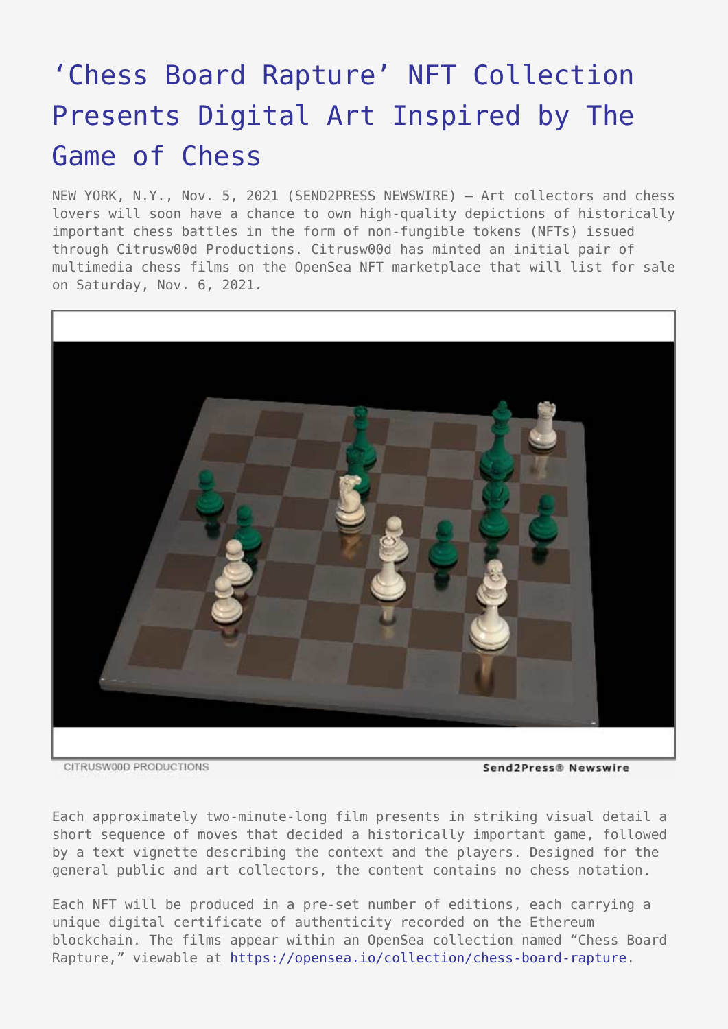# 'Chess Board Rapture' NFT Collection Presents Digital Art Inspired by The Game of Chess

NEW YORK, N.Y., Nov. 5, 2021 (SEND2PRESS NEWSWIRE) — Art collectors and chess lovers will soon have a chance to own high-quality depictions of historically important chess battles in the form of non-fungible tokens (NFTs) issued through Citrusw00d Productions. Citrusw00d has minted an initial pair of multimedia chess films on the OpenSea NFT marketplace that will list for sale on Saturday, Nov. 6, 2021.

CITRUSW00D PRODUCTIONS

Send2Press® Newswire

Each approximately two-minute-long film presents in striking visual detail a short sequence of moves that decided a historically important game, followed by a text vignette describing the context and the players. Designed for the general public and art collectors, the content contains no chess notation.

Each NFT will be produced in a pre-set number of editions, each carrying a unique digital certificate of authenticity recorded on the Ethereum blockchain. The films appear within an OpenSea collection named "Chess Board Rapture," viewable at https://opensea.io/collection/chess-board-rapture.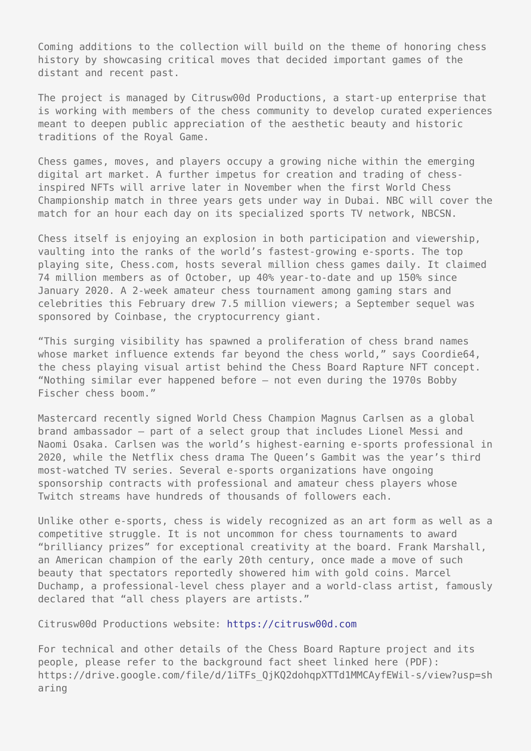Coming additions to the collection will build on the theme of honoring chess history by showcasing critical moves that decided important games of the distant and recent past.

The project is managed by Citrusw00d Productions, a start-up enterprise that is working with members of the chess community to develop curated experiences meant to deepen public appreciation of the aesthetic beauty and historic traditions of the Royal Game.

Chess games, moves, and players occupy a growing niche within the emerging digital art market. A further impetus for creation and trading of chess-inspired NFTs will arrive later in November when the first World Chess Championship match in three years gets under way in Dubai. NBC will cover the match for an hour each day on its specialized sports TV network, NBCSN.

Chess itself is enjoying an explosion in both participation and viewership, vaulting into the ranks of the world's fastest-growing e-sports. The top playing site, Chess.com, hosts several million chess games daily. It claimed 74 million members as of October, up 40% year-to-date and up 150% since January 2020. A 2-week amateur chess tournament among gaming stars and celebrities this February drew 7.5 million viewers; a September sequel was sponsored by Coinbase, the cryptocurrency giant.

"This surging visibility has spawned a proliferation of chess brand names whose market influence extends far beyond the chess world," says Coordie64, the chess playing visual artist behind the Chess Board Rapture NFT concept. "Nothing similar ever happened before – not even during the 1970s Bobby Fischer chess boom."

Mastercard recently signed World Chess Champion Magnus Carlsen as a global brand ambassador – part of a select group that includes Lionel Messi and Naomi Osaka. Carlsen was the world's highest-earning e-sports professional in 2020, while the Netflix chess drama The Queen's Gambit was the year's third most-watched TV series. Several e-sports organizations have ongoing sponsorship contracts with professional and amateur chess players whose Twitch streams have hundreds of thousands of followers each.

Unlike other e-sports, chess is widely recognized as an art form as well as a competitive struggle. It is not uncommon for chess tournaments to award "brilliancy prizes" for exceptional creativity at the board. Frank Marshall, an American champion of the early 20th century, once made a move of such beauty that spectators reportedly showered him with gold coins. Marcel Duchamp, a professional-level chess player and a world-class artist, famously declared that "all chess players are artists."

Citrusw00d Productions website: https://citrusw00d.com

For technical and other details of the Chess Board Rapture project and its people, please refer to the background fact sheet linked here (PDF): https://drive.google.com/file/d/1iTFs_QjKQ2dohqpXTTd1MMCAyfEWil-s/view?usp=sharing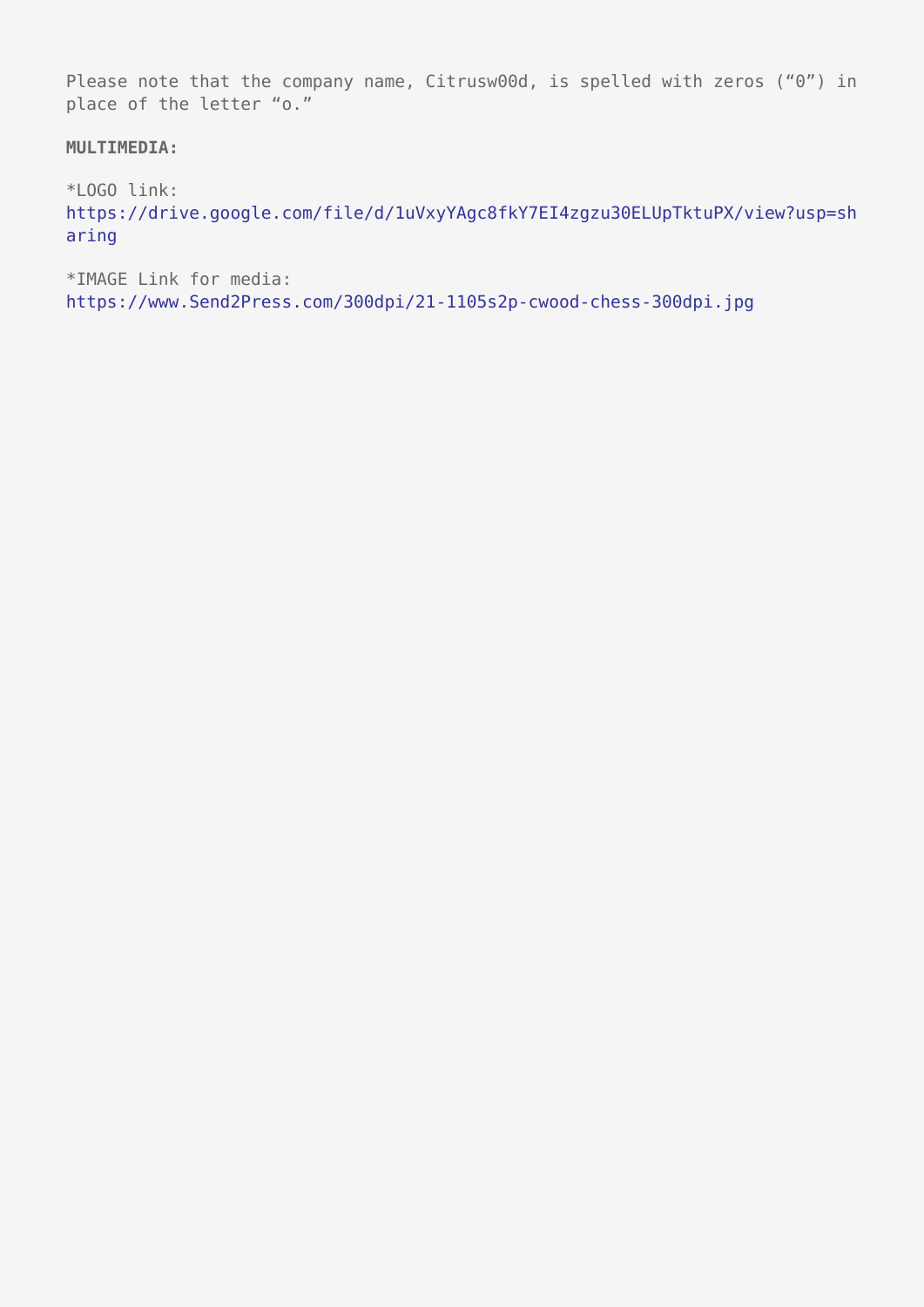Please note that the company name, Citrusw00d, is spelled with zeros ("0") in place of the letter "o."

**MULTIMEDIA:**

*LOGO link: https://drive.google.com/file/d/1uVxyYAgc8fkY7EI4zgzu30ELUpTktuPX/view?usp=sharing

*IMAGE Link for media: https://www.Send2Press.com/300dpi/21-1105s2p-cwood-chess-300dpi.jpg